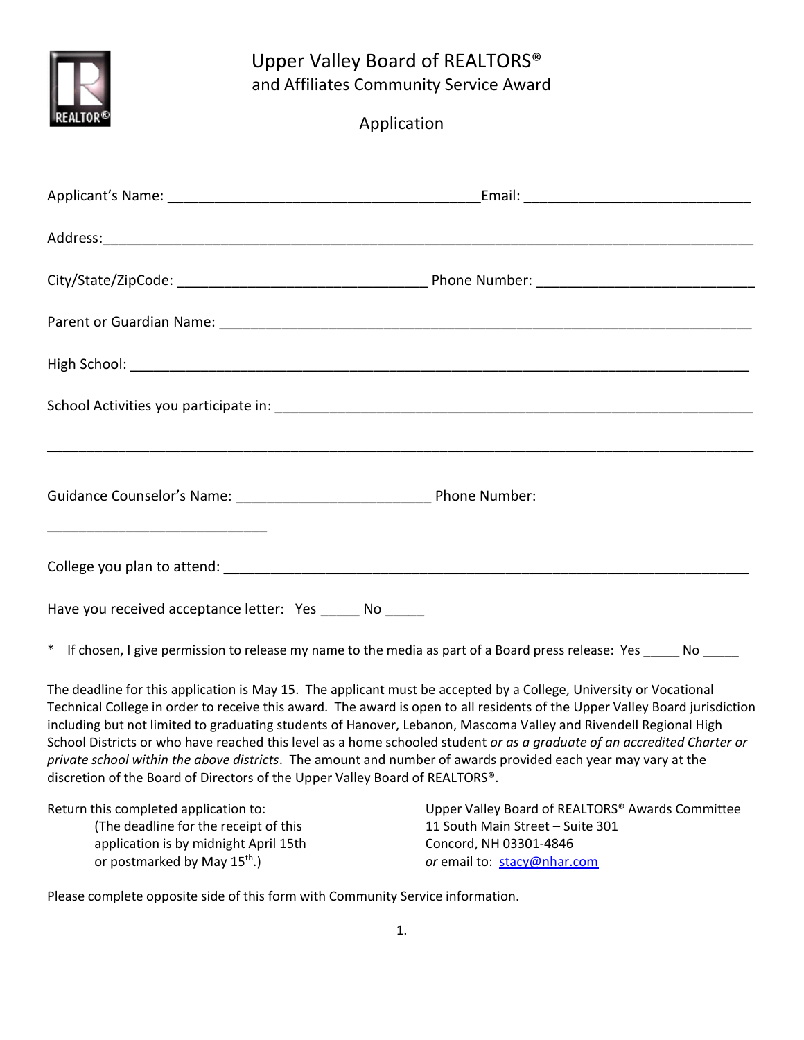# Upper Valley Board of REALTORS®
## and Affiliates Community Service Award

### Application

Applicant's Name: ________________________________________Email: _____________________________

Address:___________________________________________________________________________________

City/State/ZipCode: ________________________________ Phone Number: ____________________________

Parent or Guardian Name: ____________________________________________________________________

High School: _______________________________________________________________________________

School Activities you participate in: ______________________________________________________________

___________________________________________________________________________________________

Guidance Counselor's Name: _________________________ Phone Number: ____________________________

College you plan to attend: ____________________________________________________________________

Have you received acceptance letter: Yes _____ No _____

* If chosen, I give permission to release my name to the media as part of a Board press release: Yes _____ No _____

The deadline for this application is May 15. The applicant must be accepted by a College, University or Vocational Technical College in order to receive this award. The award is open to all residents of the Upper Valley Board jurisdiction including but not limited to graduating students of Hanover, Lebanon, Mascoma Valley and Rivendell Regional High School Districts or who have reached this level as a home schooled student *or as a graduate of an accredited Charter or private school within the above districts*. The amount and number of awards provided each year may vary at the discretion of the Board of Directors of the Upper Valley Board of REALTORS®.

Return this completed application to:
(The deadline for the receipt of this application is by midnight April 15th or postmarked by May 15th.)

Upper Valley Board of REALTORS® Awards Committee
11 South Main Street – Suite 301
Concord, NH 03301-4846
*or* email to: stacy@nhar.com

Please complete opposite side of this form with Community Service information.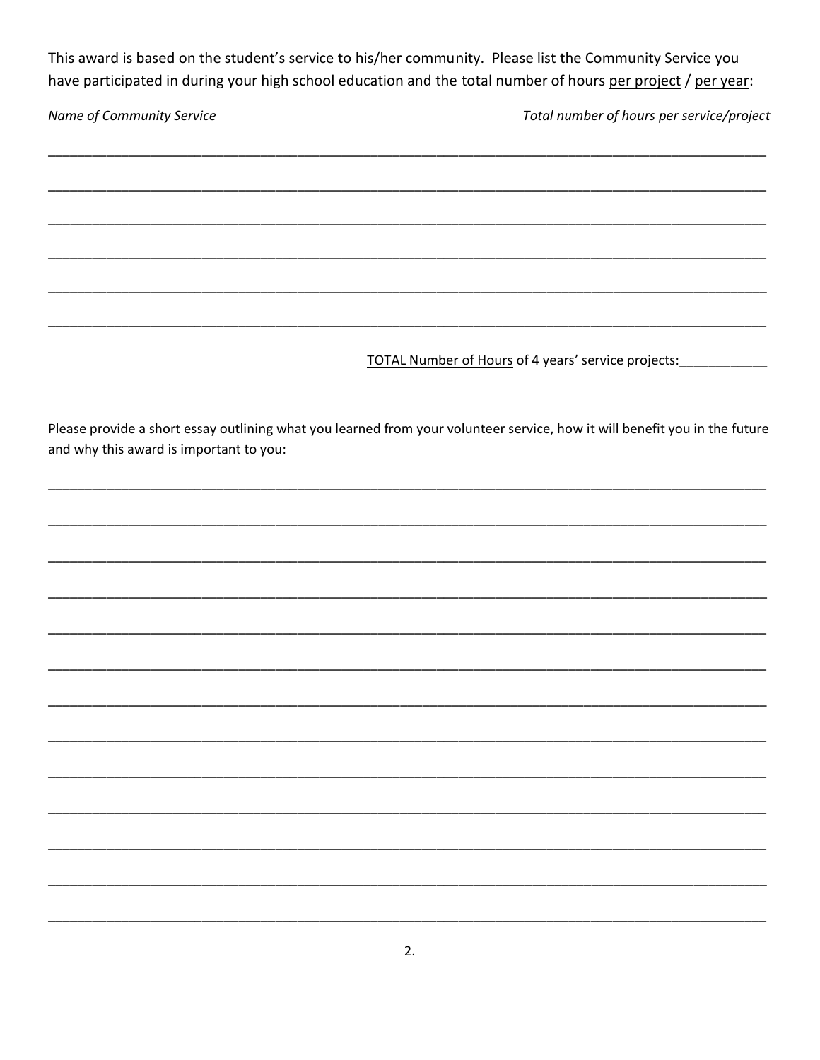This award is based on the student's service to his/her community. Please list the Community Service you have participated in during your high school education and the total number of hours <u>per project</u> / <u>per year</u>:

*Name of Community Service* *Total number of hours per service/project*

______________________________________________________________________________________

______________________________________________________________________________________

______________________________________________________________________________________

______________________________________________________________________________________

______________________________________________________________________________________

______________________________________________________________________________________

<u>TOTAL Number of Hours</u> of 4 years' service projects:____________

Please provide a short essay outlining what you learned from your volunteer service, how it will benefit you in the future and why this award is important to you:

______________________________________________________________________________________

______________________________________________________________________________________

______________________________________________________________________________________

______________________________________________________________________________________

______________________________________________________________________________________

______________________________________________________________________________________

______________________________________________________________________________________

______________________________________________________________________________________

______________________________________________________________________________________

______________________________________________________________________________________

______________________________________________________________________________________

______________________________________________________________________________________

______________________________________________________________________________________